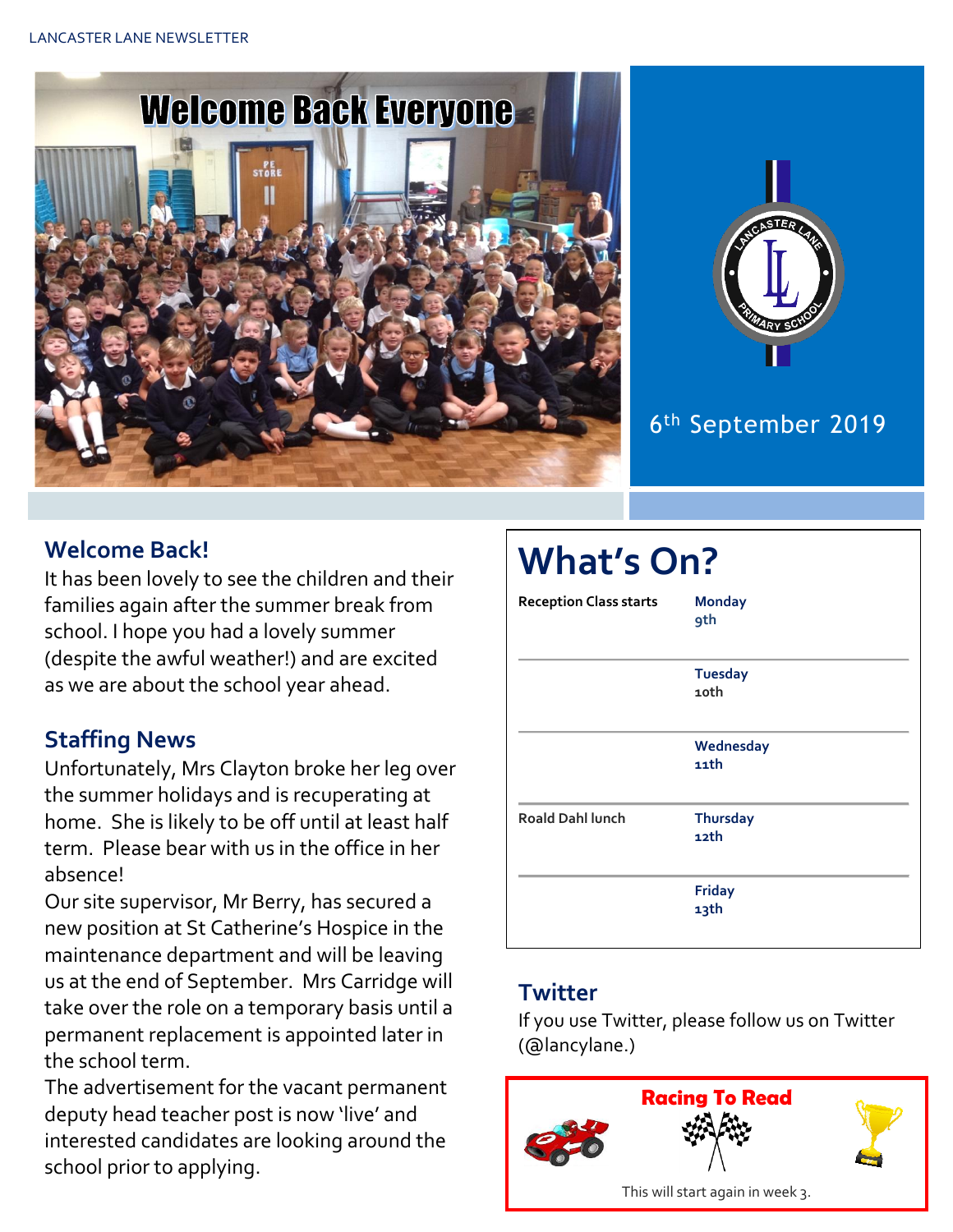Welcome Back Everyone

6th September 2019

## Welcome Back!

It has been lovely to see the children and their families again after the summer break from school. I hope you had a lovely summer (despite the awful weather!) and are excited as we are about the school year ahead.

## Staffing News

Unfortunately, Mrs Clayton broke her leg over the summer holidays and is recuperating at home. She is likely to be off until at least half term. Please bear with us in the office in her absence!

Our site supervisor, Mr Berry, has secured a new position at St Catherine's Hospice in the maintenance department and will be leaving us at the end of September. Mrs Carridge will take over the role on a temporary basis until a permanent replacement is appointed later in the school term.

The advertisement for the vacant permanent deputy head teacher post is now 'live' and interested candidates are looking around the school prior to applying.

# What's On?

| | |
|---|---|
| Reception Class starts | Monday 9th |
| | Tuesday 10th |
| | Wednesday 11th |
| Roald Dahl lunch | Thursday 12th |
| | Friday 13th |

## Twitter

If you use Twitter, please follow us on Twitter (@lancylane.)

**Racing To Read**

This will start again in week 3.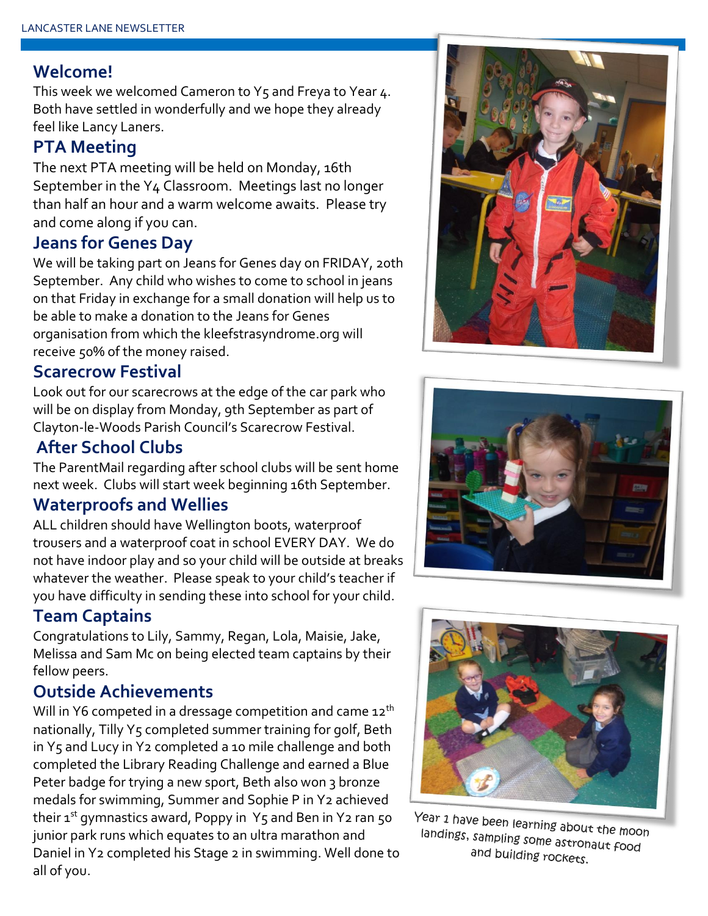## Welcome!

This week we welcomed Cameron to Y5 and Freya to Year 4. Both have settled in wonderfully and we hope they already feel like Lancy Laners.

## PTA Meeting

The next PTA meeting will be held on Monday, 16th September in the Y4 Classroom. Meetings last no longer than half an hour and a warm welcome awaits. Please try and come along if you can.

## Jeans for Genes Day

We will be taking part on Jeans for Genes day on FRIDAY, 20th September. Any child who wishes to come to school in jeans on that Friday in exchange for a small donation will help us to be able to make a donation to the Jeans for Genes organisation from which the kleefstrasyndrome.org will receive 50% of the money raised.

## Scarecrow Festival

Look out for our scarecrows at the edge of the car park who will be on display from Monday, 9th September as part of Clayton-le-Woods Parish Council's Scarecrow Festival.

## After School Clubs

The ParentMail regarding after school clubs will be sent home next week. Clubs will start week beginning 16th September.

## Waterproofs and Wellies

ALL children should have Wellington boots, waterproof trousers and a waterproof coat in school EVERY DAY. We do not have indoor play and so your child will be outside at breaks whatever the weather. Please speak to your child's teacher if you have difficulty in sending these into school for your child.

## Team Captains

Congratulations to Lily, Sammy, Regan, Lola, Maisie, Jake, Melissa and Sam Mc on being elected team captains by their fellow peers.

## Outside Achievements

Will in Y6 competed in a dressage competition and came 12th nationally, Tilly Y5 completed summer training for golf, Beth in Y5 and Lucy in Y2 completed a 10 mile challenge and both completed the Library Reading Challenge and earned a Blue Peter badge for trying a new sport, Beth also won 3 bronze medals for swimming, Summer and Sophie P in Y2 achieved their 1st gymnastics award, Poppy in Y5 and Ben in Y2 ran 50 junior park runs which equates to an ultra marathon and Daniel in Y2 completed his Stage 2 in swimming. Well done to all of you.

Year 1 have been learning about the moon landings, sampling some astronaut food and building rockets.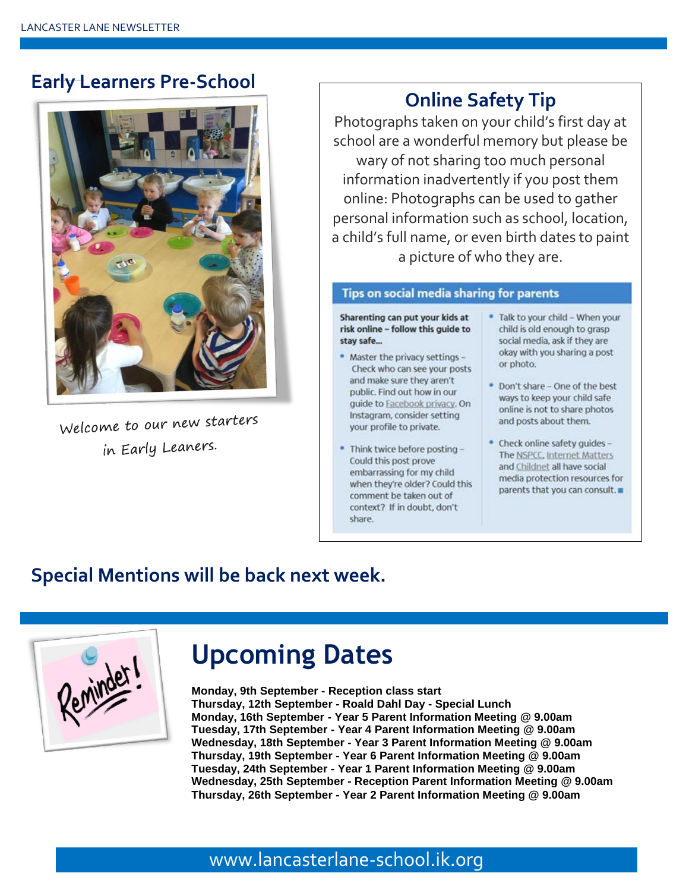## Early Learners Pre-School

Welcome to our new starters in Early Leaners.

## Online Safety Tip

Photographs taken on your child's first day at school are a wonderful memory but please be wary of not sharing too much personal information inadvertently if you post them online: Photographs can be used to gather personal information such as school, location, a child's full name, or even birth dates to paint a picture of who they are.

### Tips on social media sharing for parents

**Sharenting can put your kids at risk online – follow this guide to stay safe...**

- Master the privacy settings – Check who can see your posts and make sure they aren't public. Find out how in our guide to Facebook privacy. On Instagram, consider setting your profile to private.
- Think twice before posting – Could this post prove embarrassing for my child when they're older? Could this comment be taken out of context? If in doubt, don't share.
- Talk to your child – When your child is old enough to grasp social media, ask if they are okay with you sharing a post or photo.
- Don't share – One of the best ways to keep your child safe online is not to share photos and posts about them.
- Check online safety guides – The NSPCC, Internet Matters and Childnet all have social media protection resources for parents that you can consult.

## Special Mentions will be back next week.

## Upcoming Dates

**Monday, 9th September - Reception class start**
**Thursday, 12th September - Roald Dahl Day - Special Lunch**
**Monday, 16th September - Year 5 Parent Information Meeting @ 9.00am**
**Tuesday, 17th September - Year 4 Parent Information Meeting @ 9.00am**
**Wednesday, 18th September - Year 3 Parent Information Meeting @ 9.00am**
**Thursday, 19th September - Year 6 Parent Information Meeting @ 9.00am**
**Tuesday, 24th September - Year 1 Parent Information Meeting @ 9.00am**
**Wednesday, 25th September - Reception Parent Information Meeting @ 9.00am**
**Thursday, 26th September - Year 2 Parent Information Meeting @ 9.00am**

www.lancasterlane-school.ik.org